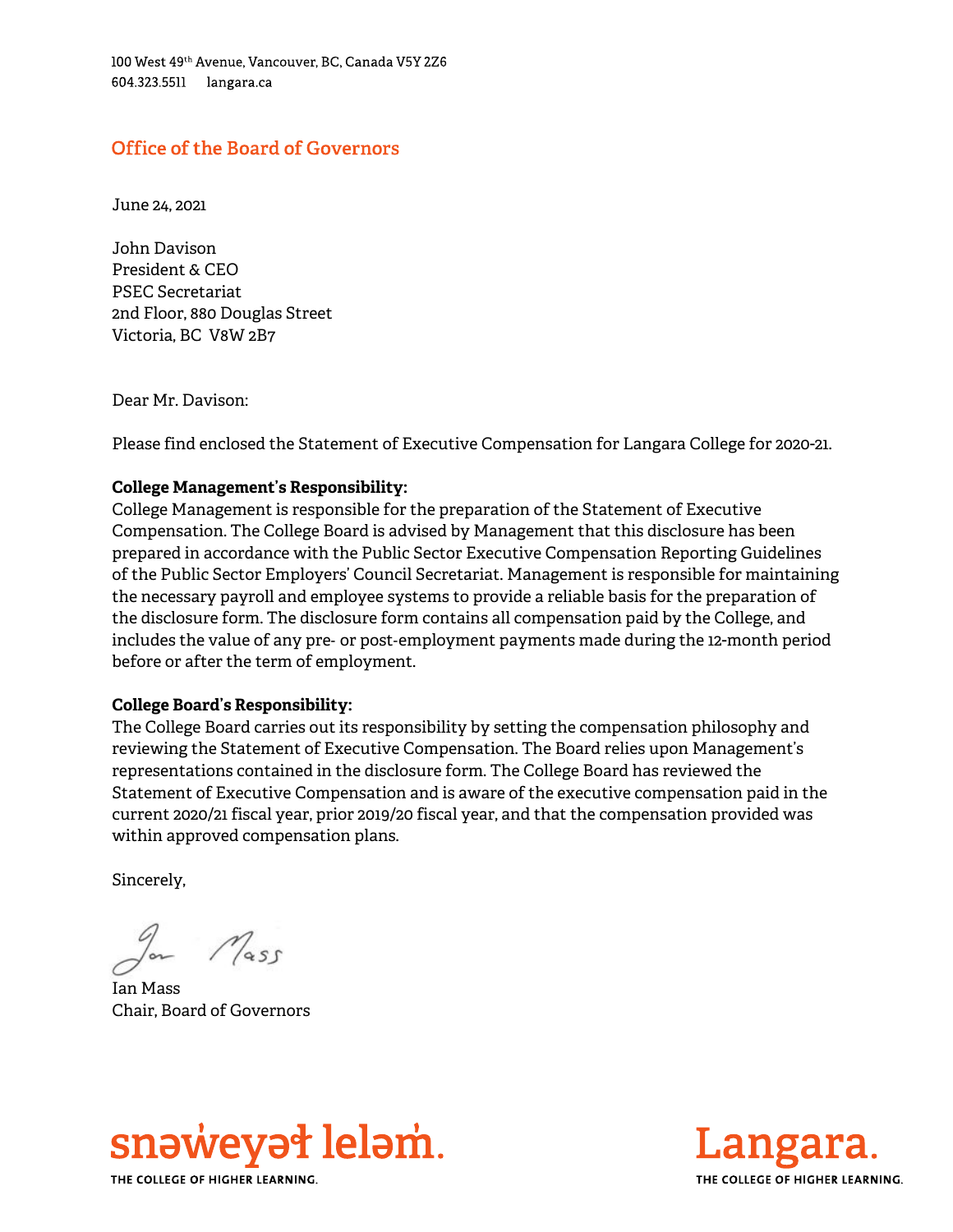100 West 49th Avenue, Vancouver, BC, Canada V5Y 2Z6
604.323.5511 langara.ca

## Office of the Board of Governors

June 24, 2021

John Davison
President & CEO
PSEC Secretariat
2nd Floor, 880 Douglas Street
Victoria, BC V8W 2B7

Dear Mr. Davison:

Please find enclosed the Statement of Executive Compensation for Langara College for 2020-21.

**College Management's Responsibility:**
College Management is responsible for the preparation of the Statement of Executive Compensation. The College Board is advised by Management that this disclosure has been prepared in accordance with the Public Sector Executive Compensation Reporting Guidelines of the Public Sector Employers' Council Secretariat. Management is responsible for maintaining the necessary payroll and employee systems to provide a reliable basis for the preparation of the disclosure form. The disclosure form contains all compensation paid by the College, and includes the value of any pre- or post-employment payments made during the 12-month period before or after the term of employment.

**College Board's Responsibility:**
The College Board carries out its responsibility by setting the compensation philosophy and reviewing the Statement of Executive Compensation. The Board relies upon Management's representations contained in the disclosure form. The College Board has reviewed the Statement of Executive Compensation and is aware of the executive compensation paid in the current 2020/21 fiscal year, prior 2019/20 fiscal year, and that the compensation provided was within approved compensation plans.

Sincerely,

Ian Mass
Chair, Board of Governors

snəw̓eyəɬ leləm̓. THE COLLEGE OF HIGHER LEARNING.

Langara. THE COLLEGE OF HIGHER LEARNING.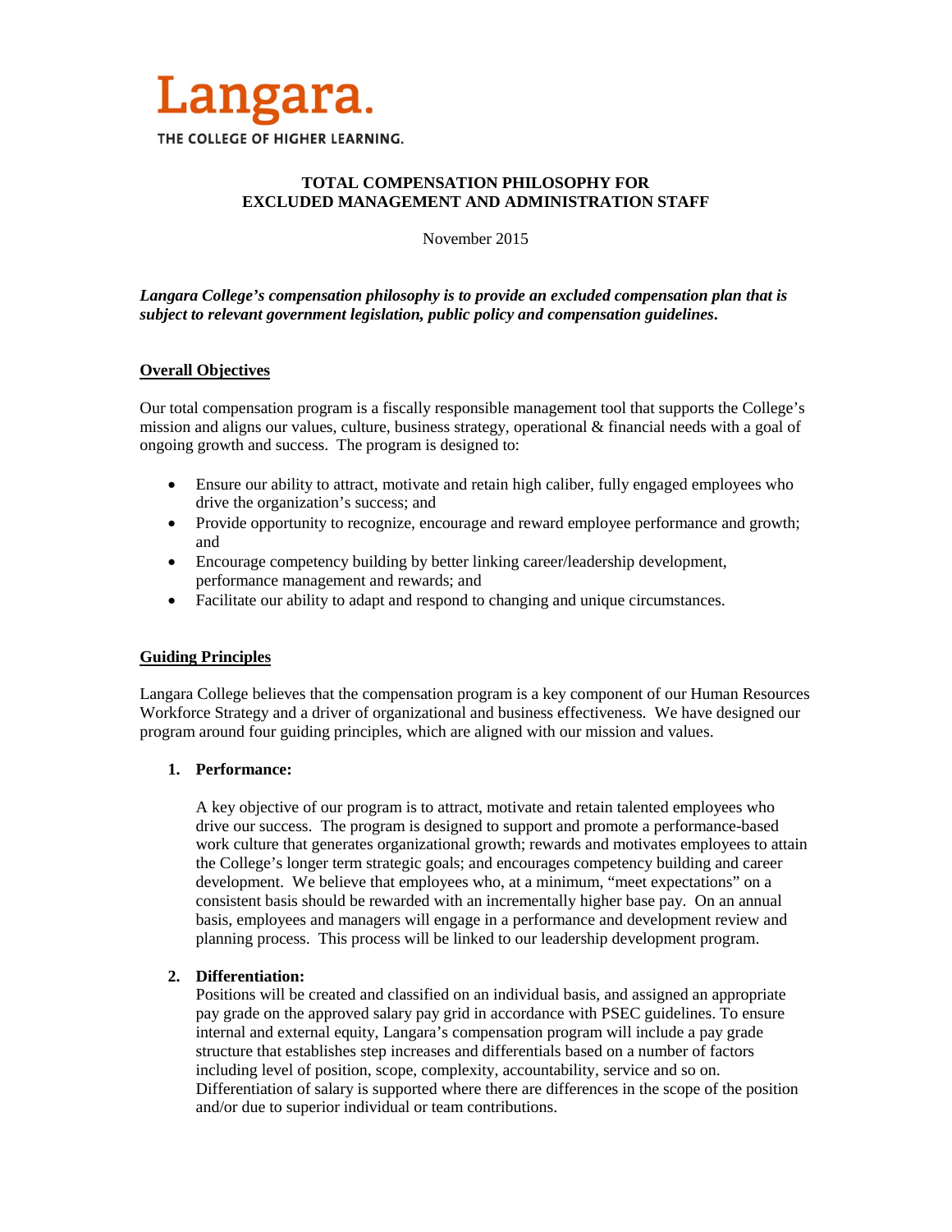Langara.

THE COLLEGE OF HIGHER LEARNING.

**TOTAL COMPENSATION PHILOSOPHY FOR**
**EXCLUDED MANAGEMENT AND ADMINISTRATION STAFF**

November 2015

***Langara College's compensation philosophy is to provide an excluded compensation plan that is subject to relevant government legislation, public policy and compensation guidelines.***

## Overall Objectives

Our total compensation program is a fiscally responsible management tool that supports the College's mission and aligns our values, culture, business strategy, operational & financial needs with a goal of ongoing growth and success. The program is designed to:

- Ensure our ability to attract, motivate and retain high caliber, fully engaged employees who drive the organization's success; and
- Provide opportunity to recognize, encourage and reward employee performance and growth; and
- Encourage competency building by better linking career/leadership development, performance management and rewards; and
- Facilitate our ability to adapt and respond to changing and unique circumstances.

## Guiding Principles

Langara College believes that the compensation program is a key component of our Human Resources Workforce Strategy and a driver of organizational and business effectiveness. We have designed our program around four guiding principles, which are aligned with our mission and values.

1. **Performance:**

   A key objective of our program is to attract, motivate and retain talented employees who drive our success. The program is designed to support and promote a performance-based work culture that generates organizational growth; rewards and motivates employees to attain the College's longer term strategic goals; and encourages competency building and career development. We believe that employees who, at a minimum, "meet expectations" on a consistent basis should be rewarded with an incrementally higher base pay. On an annual basis, employees and managers will engage in a performance and development review and planning process. This process will be linked to our leadership development program.

2. **Differentiation:**
   Positions will be created and classified on an individual basis, and assigned an appropriate pay grade on the approved salary pay grid in accordance with PSEC guidelines. To ensure internal and external equity, Langara's compensation program will include a pay grade structure that establishes step increases and differentials based on a number of factors including level of position, scope, complexity, accountability, service and so on. Differentiation of salary is supported where there are differences in the scope of the position and/or due to superior individual or team contributions.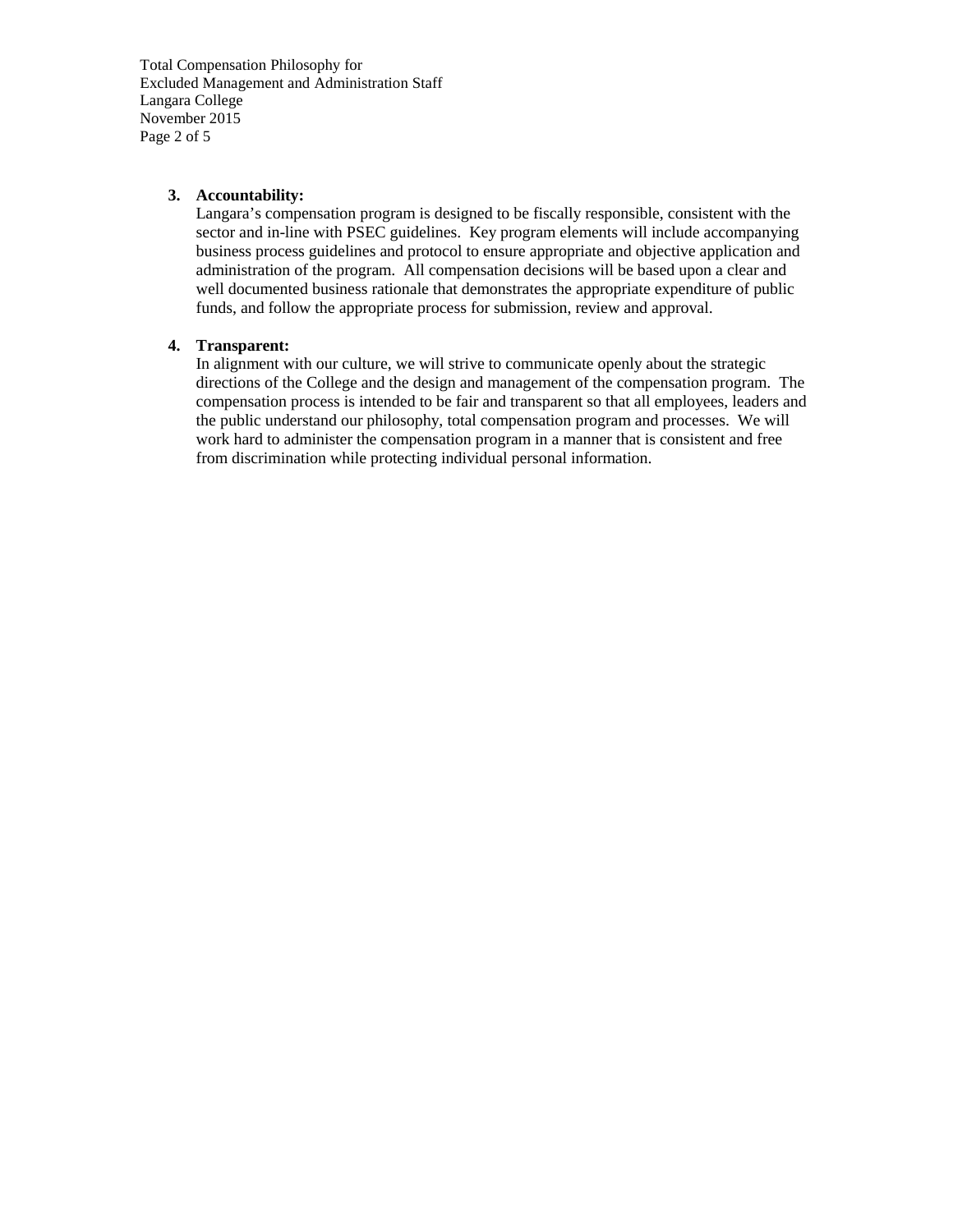3. **Accountability:**
   Langara's compensation program is designed to be fiscally responsible, consistent with the sector and in-line with PSEC guidelines. Key program elements will include accompanying business process guidelines and protocol to ensure appropriate and objective application and administration of the program. All compensation decisions will be based upon a clear and well documented business rationale that demonstrates the appropriate expenditure of public funds, and follow the appropriate process for submission, review and approval.

4. **Transparent:**
   In alignment with our culture, we will strive to communicate openly about the strategic directions of the College and the design and management of the compensation program. The compensation process is intended to be fair and transparent so that all employees, leaders and the public understand our philosophy, total compensation program and processes. We will work hard to administer the compensation program in a manner that is consistent and free from discrimination while protecting individual personal information.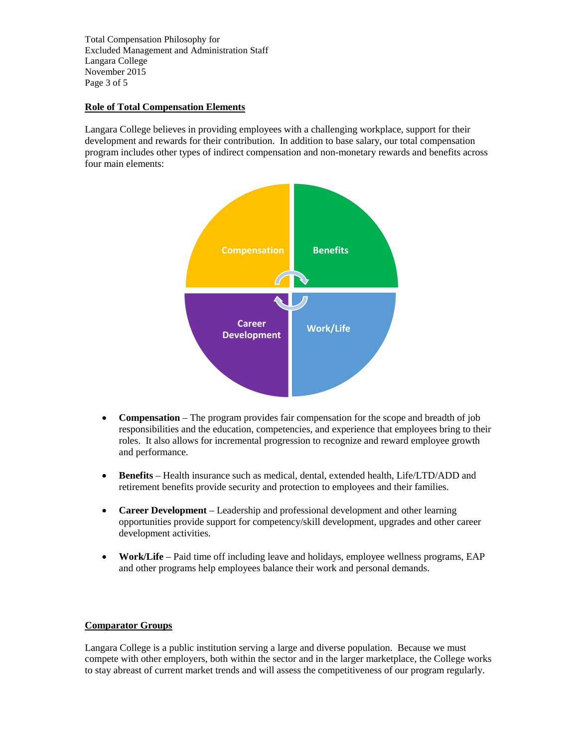## Role of Total Compensation Elements

Langara College believes in providing employees with a challenging workplace, support for their development and rewards for their contribution. In addition to base salary, our total compensation program includes other types of indirect compensation and non-monetary rewards and benefits across four main elements:

Compensation | Benefits | Career Development | Work/Life

- **Compensation** – The program provides fair compensation for the scope and breadth of job responsibilities and the education, competencies, and experience that employees bring to their roles. It also allows for incremental progression to recognize and reward employee growth and performance.

- **Benefits** – Health insurance such as medical, dental, extended health, Life/LTD/ADD and retirement benefits provide security and protection to employees and their families.

- **Career Development** – Leadership and professional development and other learning opportunities provide support for competency/skill development, upgrades and other career development activities.

- **Work/Life** – Paid time off including leave and holidays, employee wellness programs, EAP and other programs help employees balance their work and personal demands.

## Comparator Groups

Langara College is a public institution serving a large and diverse population. Because we must compete with other employers, both within the sector and in the larger marketplace, the College works to stay abreast of current market trends and will assess the competitiveness of our program regularly.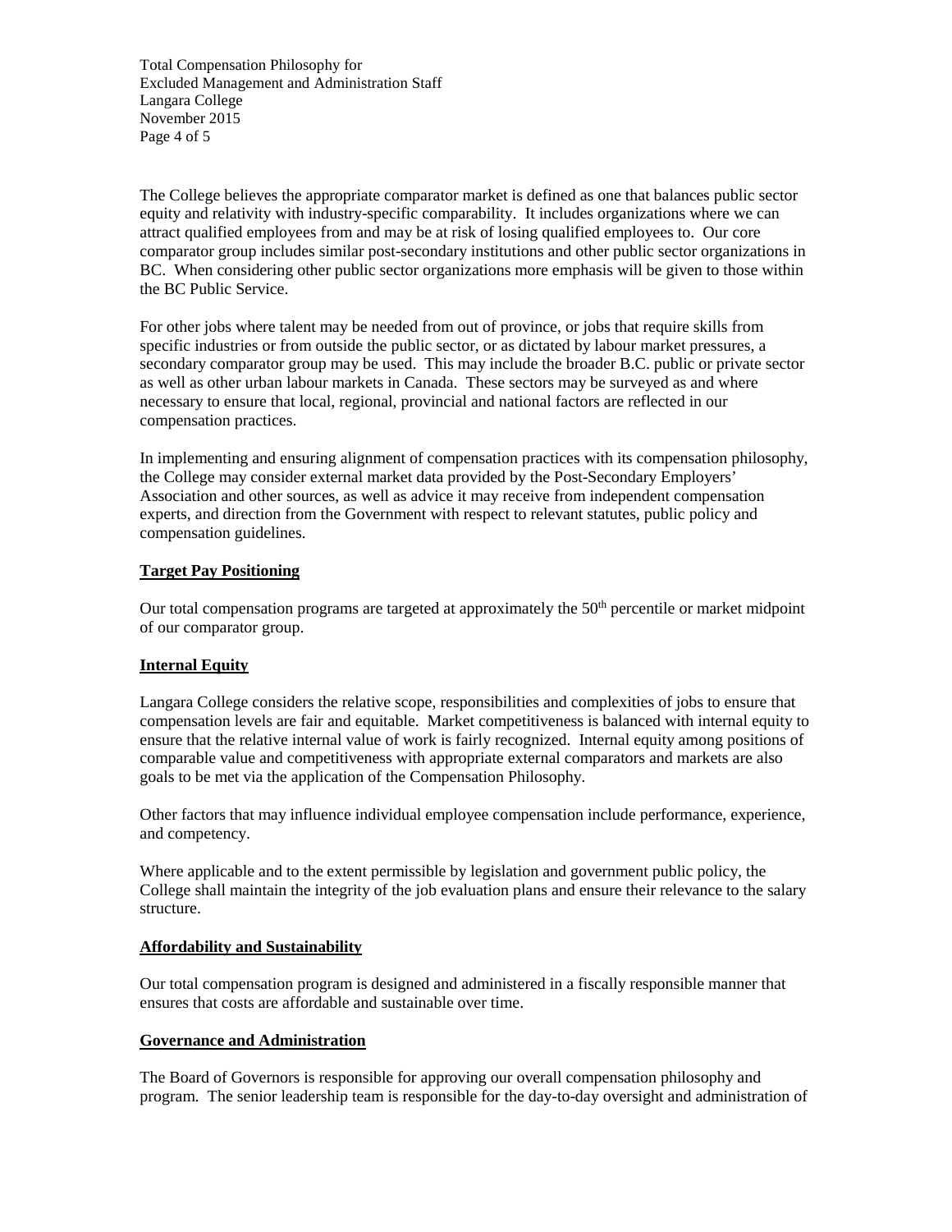The College believes the appropriate comparator market is defined as one that balances public sector equity and relativity with industry-specific comparability. It includes organizations where we can attract qualified employees from and may be at risk of losing qualified employees to. Our core comparator group includes similar post-secondary institutions and other public sector organizations in BC. When considering other public sector organizations more emphasis will be given to those within the BC Public Service.

For other jobs where talent may be needed from out of province, or jobs that require skills from specific industries or from outside the public sector, or as dictated by labour market pressures, a secondary comparator group may be used. This may include the broader B.C. public or private sector as well as other urban labour markets in Canada. These sectors may be surveyed as and where necessary to ensure that local, regional, provincial and national factors are reflected in our compensation practices.

In implementing and ensuring alignment of compensation practices with its compensation philosophy, the College may consider external market data provided by the Post-Secondary Employers' Association and other sources, as well as advice it may receive from independent compensation experts, and direction from the Government with respect to relevant statutes, public policy and compensation guidelines.

## Target Pay Positioning

Our total compensation programs are targeted at approximately the 50th percentile or market midpoint of our comparator group.

## Internal Equity

Langara College considers the relative scope, responsibilities and complexities of jobs to ensure that compensation levels are fair and equitable. Market competitiveness is balanced with internal equity to ensure that the relative internal value of work is fairly recognized. Internal equity among positions of comparable value and competitiveness with appropriate external comparators and markets are also goals to be met via the application of the Compensation Philosophy.

Other factors that may influence individual employee compensation include performance, experience, and competency.

Where applicable and to the extent permissible by legislation and government public policy, the College shall maintain the integrity of the job evaluation plans and ensure their relevance to the salary structure.

## Affordability and Sustainability

Our total compensation program is designed and administered in a fiscally responsible manner that ensures that costs are affordable and sustainable over time.

## Governance and Administration

The Board of Governors is responsible for approving our overall compensation philosophy and program. The senior leadership team is responsible for the day-to-day oversight and administration of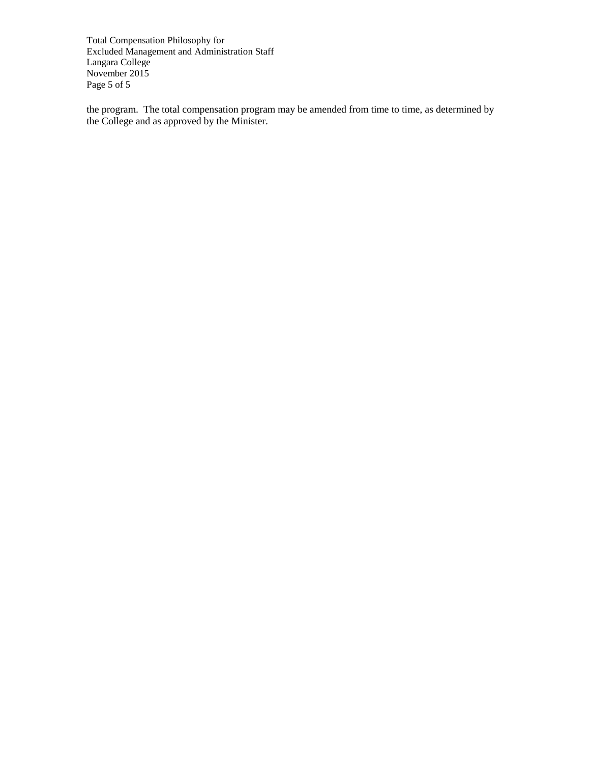the program. The total compensation program may be amended from time to time, as determined by the College and as approved by the Minister.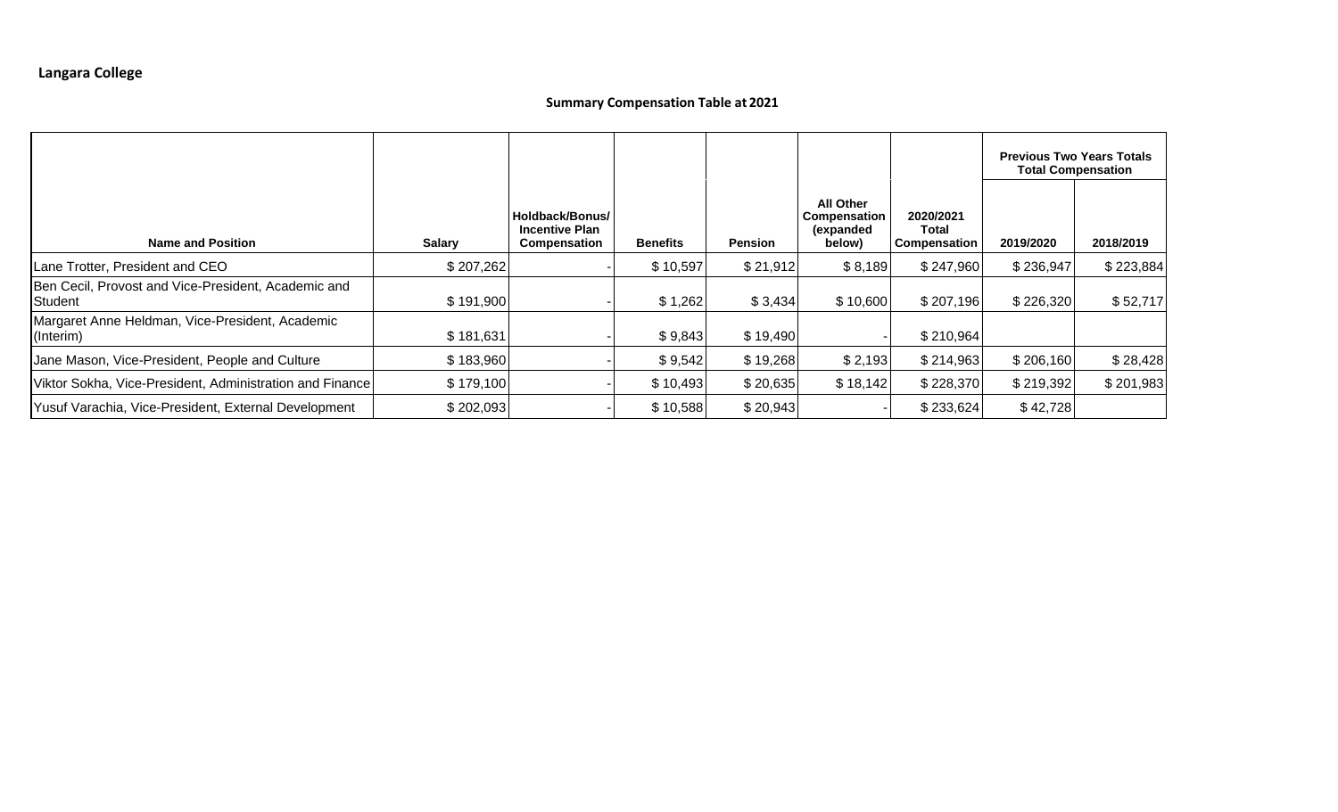**Langara College**

**Summary Compensation Table at 2021**

| Name and Position | Salary | Holdback/Bonus/ Incentive Plan Compensation | Benefits | Pension | All Other Compensation (expanded below) | 2020/2021 Total Compensation | Previous Two Years Totals Total Compensation | |
|---|---|---|---|---|---|---|---|---|
| | | | | | | | 2019/2020 | 2018/2019 |
| Lane Trotter, President and CEO | $ 207,262 | - | $ 10,597 | $ 21,912 | $ 8,189 | $ 247,960 | $ 236,947 | $ 223,884 |
| Ben Cecil, Provost and Vice-President, Academic and Student | $ 191,900 | - | $ 1,262 | $ 3,434 | $ 10,600 | $ 207,196 | $ 226,320 | $ 52,717 |
| Margaret Anne Heldman, Vice-President, Academic (Interim) | $ 181,631 | - | $ 9,843 | $ 19,490 | - | $ 210,964 | | |
| Jane Mason, Vice-President, People and Culture | $ 183,960 | - | $ 9,542 | $ 19,268 | $ 2,193 | $ 214,963 | $ 206,160 | $ 28,428 |
| Viktor Sokha, Vice-President, Administration and Finance | $ 179,100 | - | $ 10,493 | $ 20,635 | $ 18,142 | $ 228,370 | $ 219,392 | $ 201,983 |
| Yusuf Varachia, Vice-President, External Development | $ 202,093 | - | $ 10,588 | $ 20,943 | - | $ 233,624 | $ 42,728 | |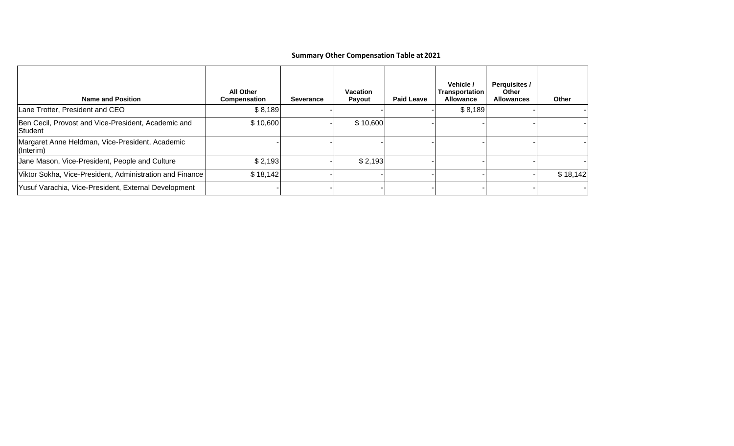## Summary Other Compensation Table at 2021

| Name and Position | All Other Compensation | Severance | Vacation Payout | Paid Leave | Vehicle / Transportation Allowance | Perquisites / Other Allowances | Other |
|---|---|---|---|---|---|---|---|
| Lane Trotter, President and CEO | $ 8,189 | - | - | - | $ 8,189 | - | - |
| Ben Cecil, Provost and Vice-President, Academic and Student | $ 10,600 | - | $ 10,600 | - | - | - | - |
| Margaret Anne Heldman, Vice-President, Academic (Interim) | - | - | - | - | - | - | - |
| Jane Mason, Vice-President, People and Culture | $ 2,193 | - | $ 2,193 | - | - | - | - |
| Viktor Sokha, Vice-President, Administration and Finance | $ 18,142 | - | - | - | - | - | $ 18,142 |
| Yusuf Varachia, Vice-President, External Development | - | - | - | - | - | - | - |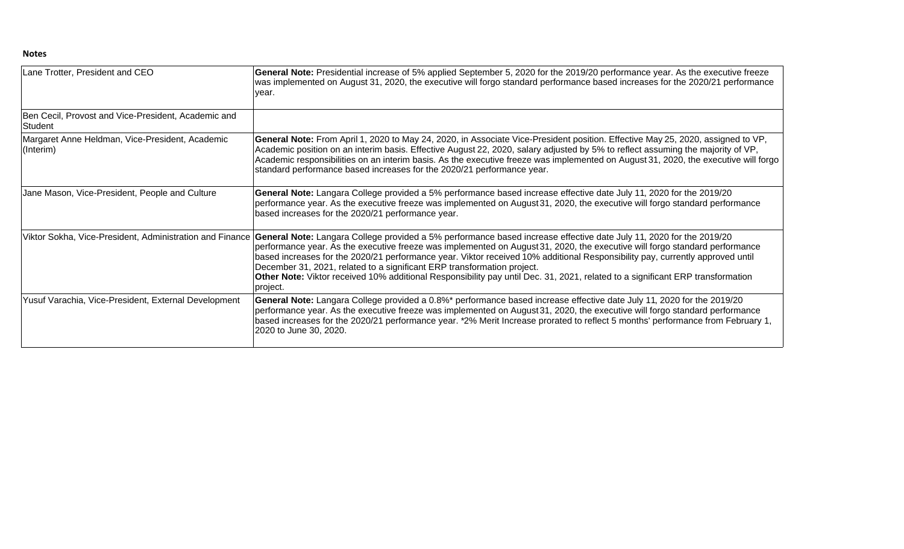**Notes**

| | |
|---|---|
| Lane Trotter, President and CEO | **General Note:** Presidential increase of 5% applied September 5, 2020 for the 2019/20 performance year. As the executive freeze was implemented on August 31, 2020, the executive will forgo standard performance based increases for the 2020/21 performance year. |
| Ben Cecil, Provost and Vice-President, Academic and Student | |
| Margaret Anne Heldman, Vice-President, Academic (Interim) | **General Note:** From April 1, 2020 to May 24, 2020, in Associate Vice-President position. Effective May 25, 2020, assigned to VP, Academic position on an interim basis. Effective August 22, 2020, salary adjusted by 5% to reflect assuming the majority of VP, Academic responsibilities on an interim basis. As the executive freeze was implemented on August 31, 2020, the executive will forgo standard performance based increases for the 2020/21 performance year. |
| Jane Mason, Vice-President, People and Culture | **General Note:** Langara College provided a 5% performance based increase effective date July 11, 2020 for the 2019/20 performance year. As the executive freeze was implemented on August 31, 2020, the executive will forgo standard performance based increases for the 2020/21 performance year. |
| Viktor Sokha, Vice-President, Administration and Finance | **General Note:** Langara College provided a 5% performance based increase effective date July 11, 2020 for the 2019/20 performance year. As the executive freeze was implemented on August 31, 2020, the executive will forgo standard performance based increases for the 2020/21 performance year. Viktor received 10% additional Responsibility pay, currently approved until December 31, 2021, related to a significant ERP transformation project. **Other Note:** Viktor received 10% additional Responsibility pay until Dec. 31, 2021, related to a significant ERP transformation project. |
| Yusuf Varachia, Vice-President, External Development | **General Note:** Langara College provided a 0.8%* performance based increase effective date July 11, 2020 for the 2019/20 performance year. As the executive freeze was implemented on August 31, 2020, the executive will forgo standard performance based increases for the 2020/21 performance year. *2% Merit Increase prorated to reflect 5 months' performance from February 1, 2020 to June 30, 2020. |